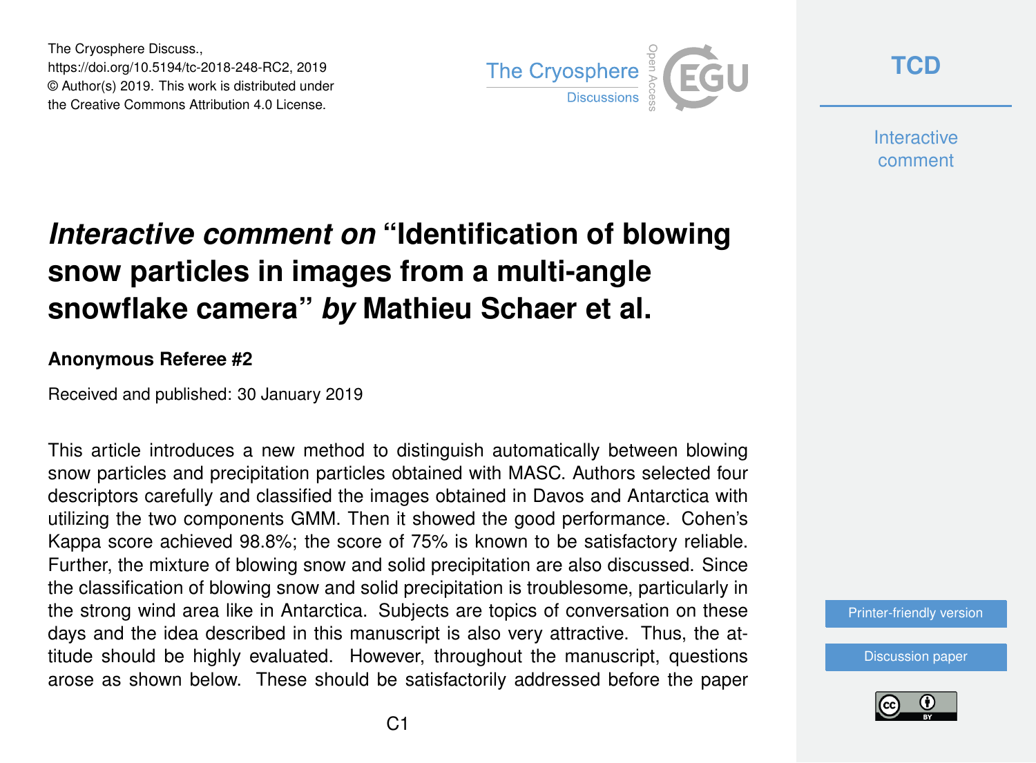The Cryosphere Discuss.,
https://doi.org/10.5194/tc-2018-248-RC2, 2019
© Author(s) 2019. This work is distributed under
the Creative Commons Attribution 4.0 License.

# *Interactive comment on* "Identification of blowing snow particles in images from a multi-angle snowflake camera" *by* Mathieu Schaer et al.

### Anonymous Referee #2

Received and published: 30 January 2019

This article introduces a new method to distinguish automatically between blowing snow particles and precipitation particles obtained with MASC. Authors selected four descriptors carefully and classified the images obtained in Davos and Antarctica with utilizing the two components GMM. Then it showed the good performance. Cohen's Kappa score achieved 98.8%; the score of 75% is known to be satisfactory reliable. Further, the mixture of blowing snow and solid precipitation are also discussed. Since the classification of blowing snow and solid precipitation is troublesome, particularly in the strong wind area like in Antarctica. Subjects are topics of conversation on these days and the idea described in this manuscript is also very attractive. Thus, the attitude should be highly evaluated. However, throughout the manuscript, questions arose as shown below. These should be satisfactorily addressed before the paper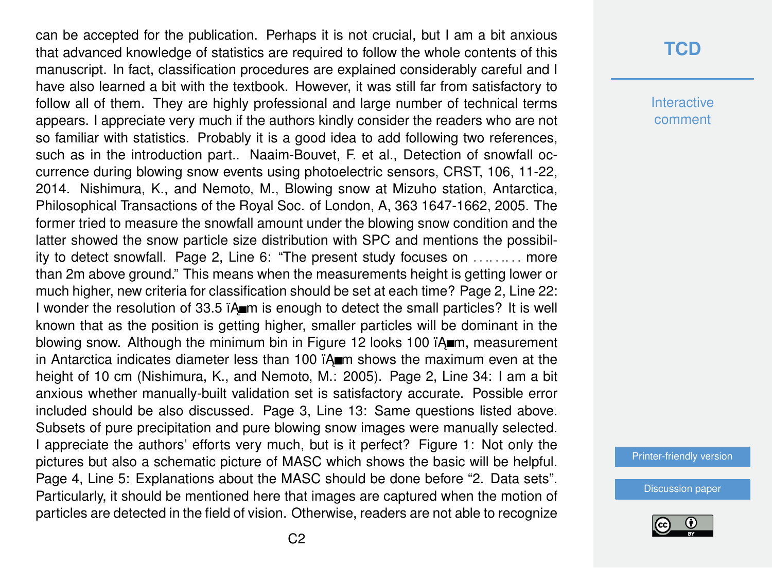can be accepted for the publication. Perhaps it is not crucial, but I am a bit anxious that advanced knowledge of statistics are required to follow the whole contents of this manuscript. In fact, classification procedures are explained considerably careful and I have also learned a bit with the textbook. However, it was still far from satisfactory to follow all of them. They are highly professional and large number of technical terms appears. I appreciate very much if the authors kindly consider the readers who are not so familiar with statistics. Probably it is a good idea to add following two references, such as in the introduction part.. Naaim-Bouvet, F. et al., Detection of snowfall occurrence during blowing snow events using photoelectric sensors, CRST, 106, 11-22, 2014. Nishimura, K., and Nemoto, M., Blowing snow at Mizuho station, Antarctica, Philosophical Transactions of the Royal Soc. of London, A, 363 1647-1662, 2005. The former tried to measure the snowfall amount under the blowing snow condition and the latter showed the snow particle size distribution with SPC and mentions the possibility to detect snowfall. Page 2, Line 6: "The present study focuses on ……… more than 2m above ground." This means when the measurements height is getting lower or much higher, new criteria for classification should be set at each time? Page 2, Line 22: I wonder the resolution of 33.5 ïĄ■m is enough to detect the small particles? It is well known that as the position is getting higher, smaller particles will be dominant in the blowing snow. Although the minimum bin in Figure 12 looks 100 ïĄ■m, measurement in Antarctica indicates diameter less than 100 ïĄ■m shows the maximum even at the height of 10 cm (Nishimura, K., and Nemoto, M.: 2005). Page 2, Line 34: I am a bit anxious whether manually-built validation set is satisfactory accurate. Possible error included should be also discussed. Page 3, Line 13: Same questions listed above. Subsets of pure precipitation and pure blowing snow images were manually selected. I appreciate the authors' efforts very much, but is it perfect? Figure 1: Not only the pictures but also a schematic picture of MASC which shows the basic will be helpful. Page 4, Line 5: Explanations about the MASC should be done before "2. Data sets". Particularly, it should be mentioned here that images are captured when the motion of particles are detected in the field of vision. Otherwise, readers are not able to recognize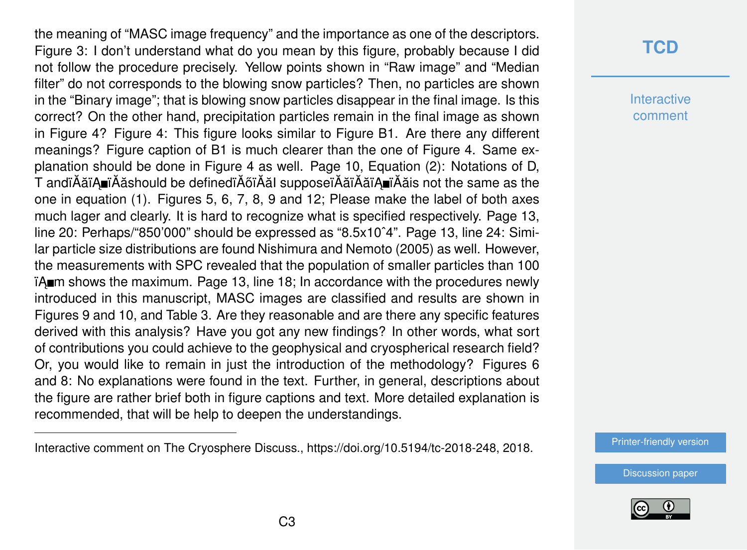the meaning of “MASC image frequency” and the importance as one of the descriptors. Figure 3: I don’t understand what do you mean by this figure, probably because I did not follow the procedure precisely. Yellow points shown in “Raw image” and “Median filter” do not corresponds to the blowing snow particles? Then, no particles are shown in the “Binary image”; that is blowing snow particles disappear in the final image. Is this correct? On the other hand, precipitation particles remain in the final image as shown in Figure 4? Figure 4: This figure looks similar to Figure B1. Are there any different meanings? Figure caption of B1 is much clearer than the one of Figure 4. Same explanation should be done in Figure 4 as well. Page 10, Equation (2): Notations of D, T andïĂăïĄ■ïĂăshould be definedïĂőïĂăI supposeïĂăïĂăïĄ■ïĂăis not the same as the one in equation (1). Figures 5, 6, 7, 8, 9 and 12; Please make the label of both axes much lager and clearly. It is hard to recognize what is specified respectively. Page 13, line 20: Perhaps/“850’000” should be expressed as “8.5x10ˆ4”. Page 13, line 24: Similar particle size distributions are found Nishimura and Nemoto (2005) as well. However, the measurements with SPC revealed that the population of smaller particles than 100 ïĄ■m shows the maximum. Page 13, line 18; In accordance with the procedures newly introduced in this manuscript, MASC images are classified and results are shown in Figures 9 and 10, and Table 3. Are they reasonable and are there any specific features derived with this analysis? Have you got any new findings? In other words, what sort of contributions you could achieve to the geophysical and cryospherical research field? Or, you would like to remain in just the introduction of the methodology? Figures 6 and 8: No explanations were found in the text. Further, in general, descriptions about the figure are rather brief both in figure captions and text. More detailed explanation is recommended, that will be help to deepen the understandings.

---

Interactive comment on The Cryosphere Discuss., https://doi.org/10.5194/tc-2018-248, 2018.